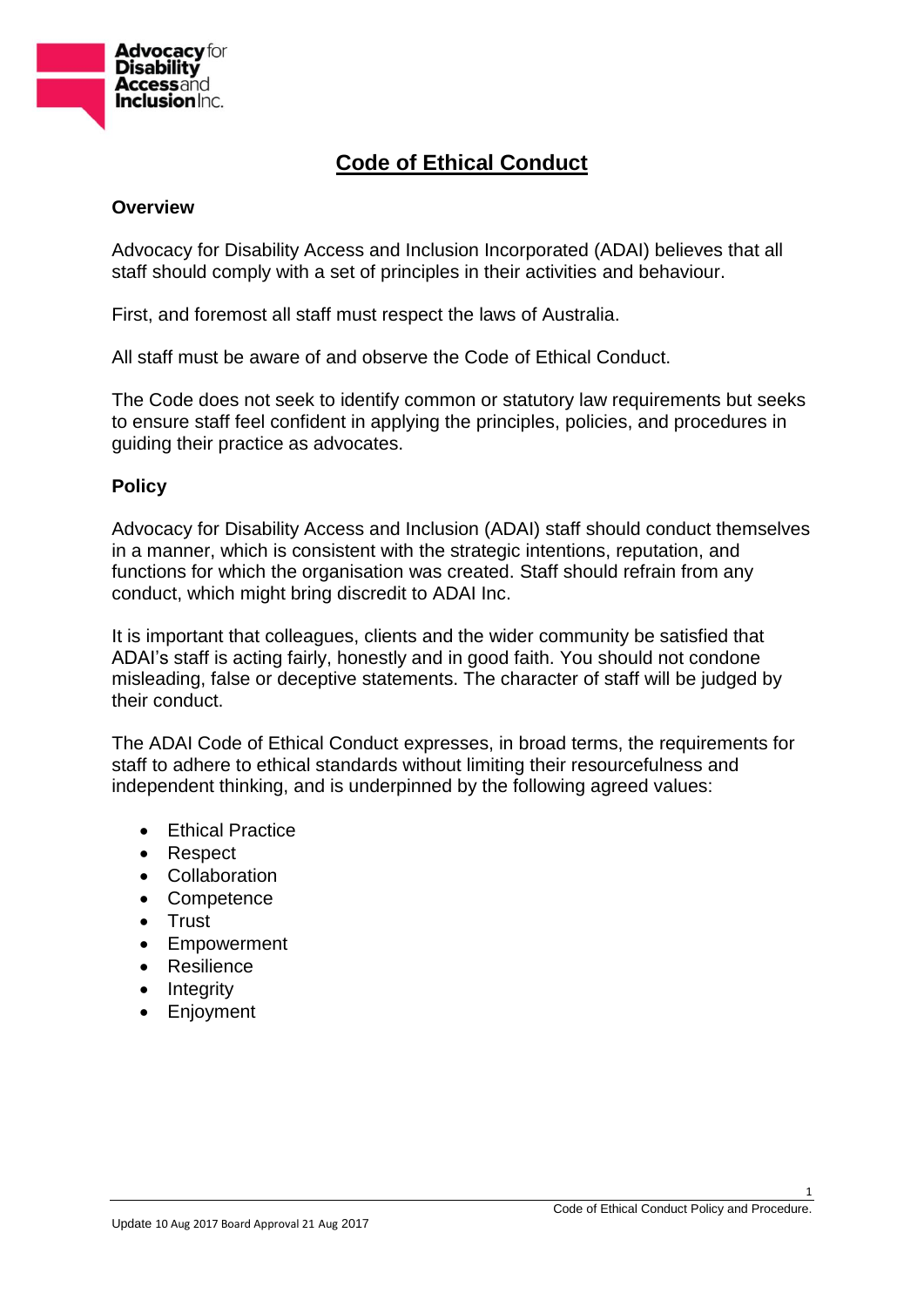# Code of Ethical Conduct

## Overview

Advocacy for Disability Access and Inclusion Incorporated (ADAI) believes that all staff should comply with a set of principles in their activities and behaviour.

First, and foremost all staff must respect the laws of Australia.

All staff must be aware of and observe the Code of Ethical Conduct.

The Code does not seek to identify common or statutory law requirements but seeks to ensure staff feel confident in applying the principles, policies, and procedures in guiding their practice as advocates.

## Policy

Advocacy for Disability Access and Inclusion (ADAI) staff should conduct themselves in a manner, which is consistent with the strategic intentions, reputation, and functions for which the organisation was created. Staff should refrain from any conduct, which might bring discredit to ADAI Inc.

It is important that colleagues, clients and the wider community be satisfied that ADAI's staff is acting fairly, honestly and in good faith. You should not condone misleading, false or deceptive statements. The character of staff will be judged by their conduct.

The ADAI Code of Ethical Conduct expresses, in broad terms, the requirements for staff to adhere to ethical standards without limiting their resourcefulness and independent thinking, and is underpinned by the following agreed values:

- Ethical Practice
- Respect
- Collaboration
- Competence
- Trust
- Empowerment
- Resilience
- Integrity
- Enjoyment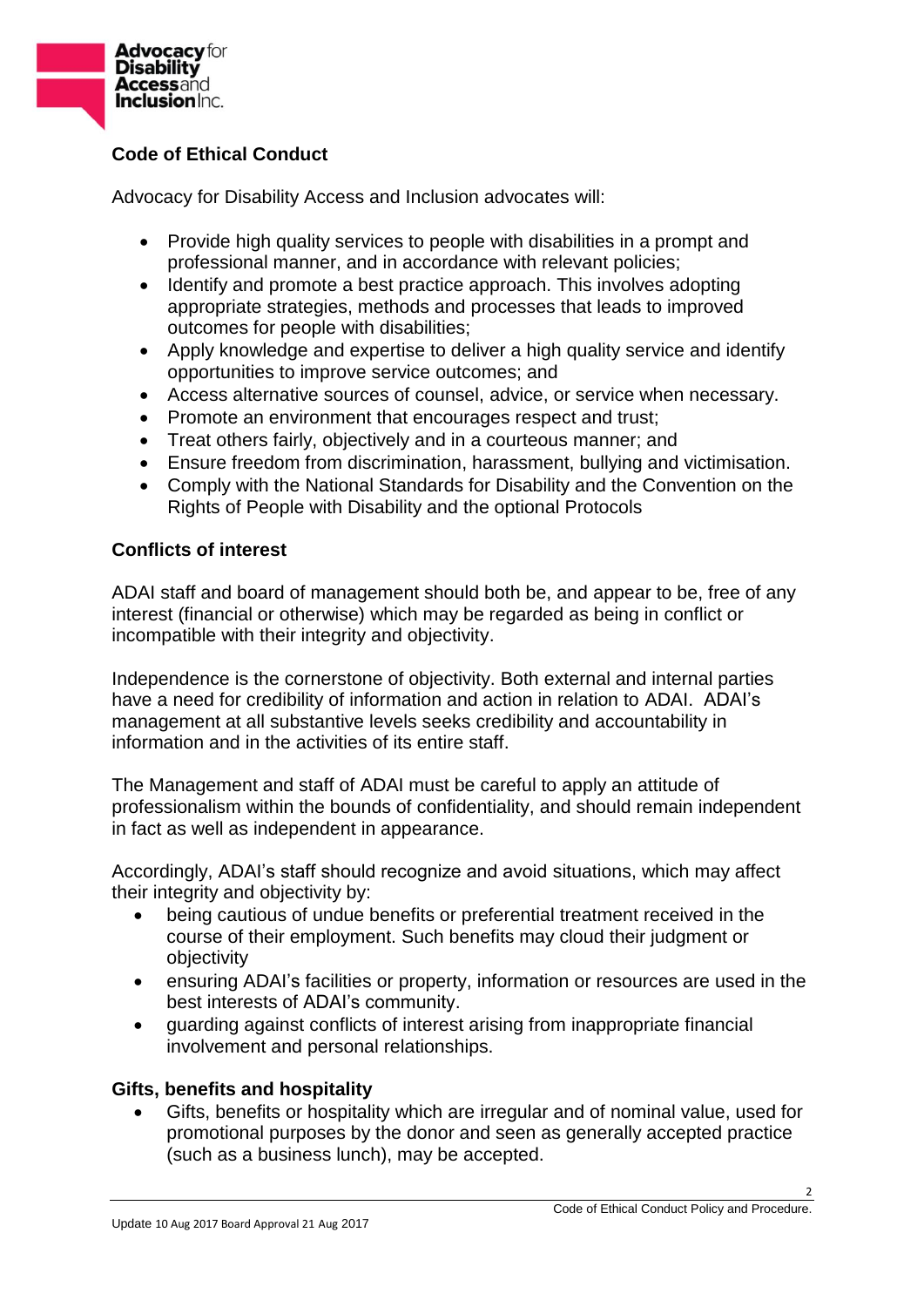## Code of Ethical Conduct

Advocacy for Disability Access and Inclusion advocates will:

- Provide high quality services to people with disabilities in a prompt and professional manner, and in accordance with relevant policies;
- Identify and promote a best practice approach. This involves adopting appropriate strategies, methods and processes that leads to improved outcomes for people with disabilities;
- Apply knowledge and expertise to deliver a high quality service and identify opportunities to improve service outcomes; and
- Access alternative sources of counsel, advice, or service when necessary.
- Promote an environment that encourages respect and trust;
- Treat others fairly, objectively and in a courteous manner; and
- Ensure freedom from discrimination, harassment, bullying and victimisation.
- Comply with the National Standards for Disability and the Convention on the Rights of People with Disability and the optional Protocols

## Conflicts of interest

ADAI staff and board of management should both be, and appear to be, free of any interest (financial or otherwise) which may be regarded as being in conflict or incompatible with their integrity and objectivity.

Independence is the cornerstone of objectivity. Both external and internal parties have a need for credibility of information and action in relation to ADAI. ADAI's management at all substantive levels seeks credibility and accountability in information and in the activities of its entire staff.

The Management and staff of ADAI must be careful to apply an attitude of professionalism within the bounds of confidentiality, and should remain independent in fact as well as independent in appearance.

Accordingly, ADAI's staff should recognize and avoid situations, which may affect their integrity and objectivity by:

- being cautious of undue benefits or preferential treatment received in the course of their employment. Such benefits may cloud their judgment or objectivity
- ensuring ADAI's facilities or property, information or resources are used in the best interests of ADAI's community.
- guarding against conflicts of interest arising from inappropriate financial involvement and personal relationships.

## Gifts, benefits and hospitality

- Gifts, benefits or hospitality which are irregular and of nominal value, used for promotional purposes by the donor and seen as generally accepted practice (such as a business lunch), may be accepted.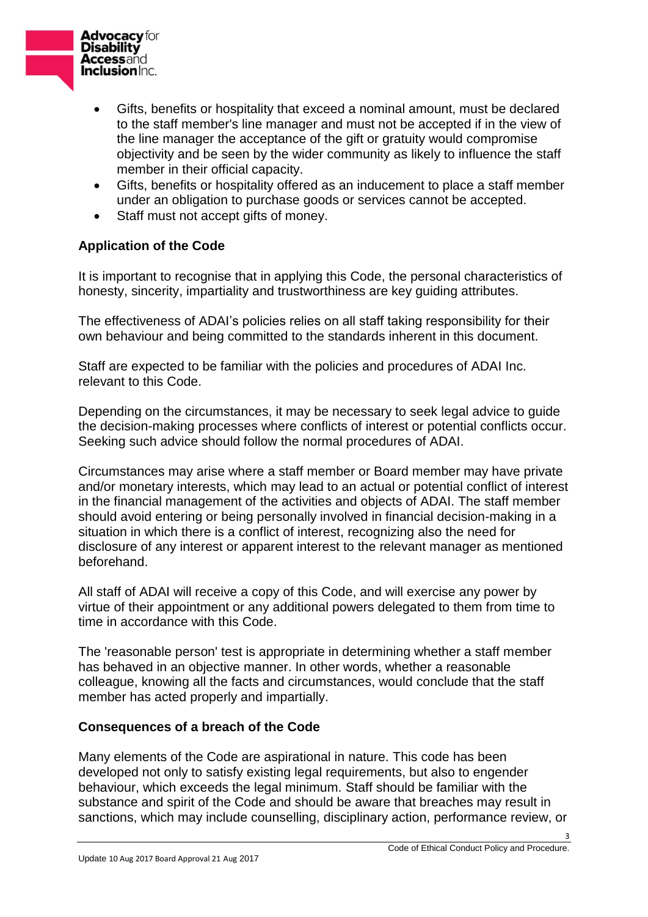- Gifts, benefits or hospitality that exceed a nominal amount, must be declared to the staff member's line manager and must not be accepted if in the view of the line manager the acceptance of the gift or gratuity would compromise objectivity and be seen by the wider community as likely to influence the staff member in their official capacity.
- Gifts, benefits or hospitality offered as an inducement to place a staff member under an obligation to purchase goods or services cannot be accepted.
- Staff must not accept gifts of money.

**Application of the Code**

It is important to recognise that in applying this Code, the personal characteristics of honesty, sincerity, impartiality and trustworthiness are key guiding attributes.

The effectiveness of ADAI's policies relies on all staff taking responsibility for their own behaviour and being committed to the standards inherent in this document.

Staff are expected to be familiar with the policies and procedures of ADAI Inc. relevant to this Code.

Depending on the circumstances, it may be necessary to seek legal advice to guide the decision-making processes where conflicts of interest or potential conflicts occur. Seeking such advice should follow the normal procedures of ADAI.

Circumstances may arise where a staff member or Board member may have private and/or monetary interests, which may lead to an actual or potential conflict of interest in the financial management of the activities and objects of ADAI. The staff member should avoid entering or being personally involved in financial decision-making in a situation in which there is a conflict of interest, recognizing also the need for disclosure of any interest or apparent interest to the relevant manager as mentioned beforehand.

All staff of ADAI will receive a copy of this Code, and will exercise any power by virtue of their appointment or any additional powers delegated to them from time to time in accordance with this Code.

The 'reasonable person' test is appropriate in determining whether a staff member has behaved in an objective manner. In other words, whether a reasonable colleague, knowing all the facts and circumstances, would conclude that the staff member has acted properly and impartially.

**Consequences of a breach of the Code**

Many elements of the Code are aspirational in nature. This code has been developed not only to satisfy existing legal requirements, but also to engender behaviour, which exceeds the legal minimum. Staff should be familiar with the substance and spirit of the Code and should be aware that breaches may result in sanctions, which may include counselling, disciplinary action, performance review, or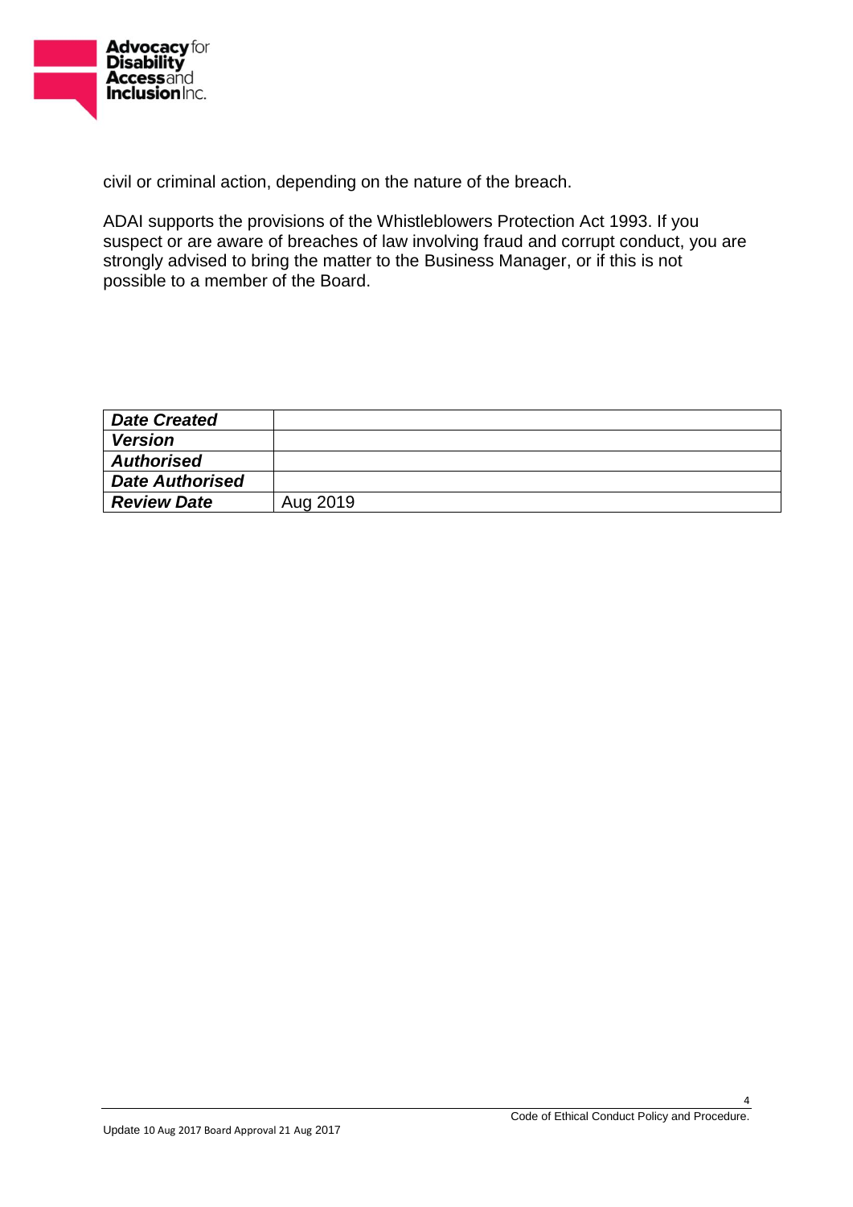civil or criminal action, depending on the nature of the breach.

ADAI supports the provisions of the Whistleblowers Protection Act 1993. If you suspect or are aware of breaches of law involving fraud and corrupt conduct, you are strongly advised to bring the matter to the Business Manager, or if this is not possible to a member of the Board.

| | |
|---|---|
| ***Date Created*** | |
| ***Version*** | |
| ***Authorised*** | |
| ***Date Authorised*** | |
| ***Review Date*** | Aug 2019 |

Update 10 Aug 2017 Board Approval 21 Aug 2017